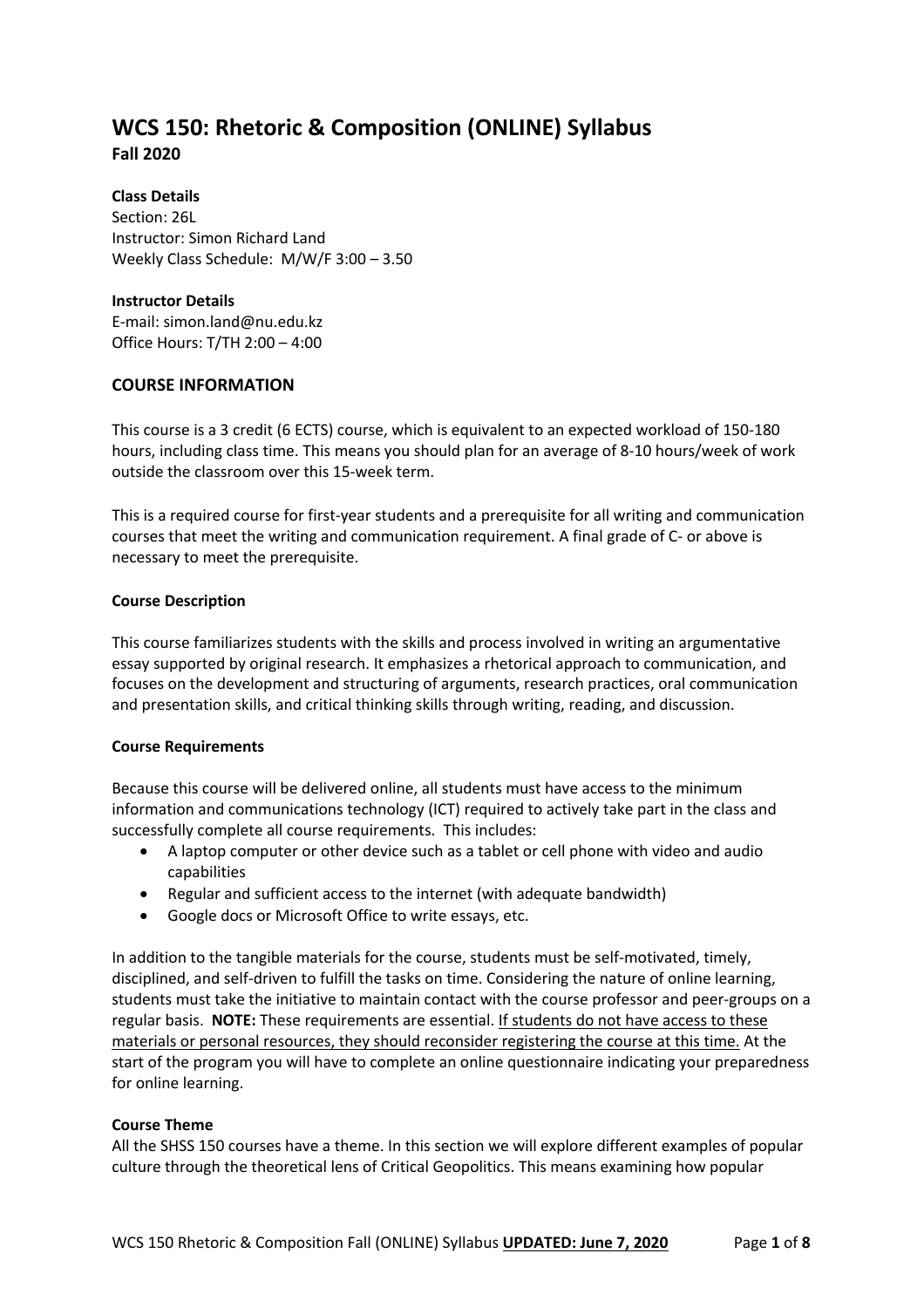# WCS 150: Rhetoric & Composition (ONLINE) Syllabus

**Fall 2020**

**Class Details**
Section: 26L
Instructor: Simon Richard Land
Weekly Class Schedule: M/W/F 3:00 – 3.50

**Instructor Details**
E-mail: simon.land@nu.edu.kz
Office Hours: T/TH 2:00 – 4:00

## COURSE INFORMATION

This course is a 3 credit (6 ECTS) course, which is equivalent to an expected workload of 150-180 hours, including class time. This means you should plan for an average of 8-10 hours/week of work outside the classroom over this 15-week term.

This is a required course for first-year students and a prerequisite for all writing and communication courses that meet the writing and communication requirement. A final grade of C- or above is necessary to meet the prerequisite.

### Course Description

This course familiarizes students with the skills and process involved in writing an argumentative essay supported by original research. It emphasizes a rhetorical approach to communication, and focuses on the development and structuring of arguments, research practices, oral communication and presentation skills, and critical thinking skills through writing, reading, and discussion.

### Course Requirements

Because this course will be delivered online, all students must have access to the minimum information and communications technology (ICT) required to actively take part in the class and successfully complete all course requirements. This includes:

- A laptop computer or other device such as a tablet or cell phone with video and audio capabilities
- Regular and sufficient access to the internet (with adequate bandwidth)
- Google docs or Microsoft Office to write essays, etc.

In addition to the tangible materials for the course, students must be self-motivated, timely, disciplined, and self-driven to fulfill the tasks on time. Considering the nature of online learning, students must take the initiative to maintain contact with the course professor and peer-groups on a regular basis. **NOTE:** These requirements are essential. <u>If students do not have access to these materials or personal resources, they should reconsider registering the course at this time.</u> At the start of the program you will have to complete an online questionnaire indicating your preparedness for online learning.

### Course Theme

All the SHSS 150 courses have a theme. In this section we will explore different examples of popular culture through the theoretical lens of Critical Geopolitics. This means examining how popular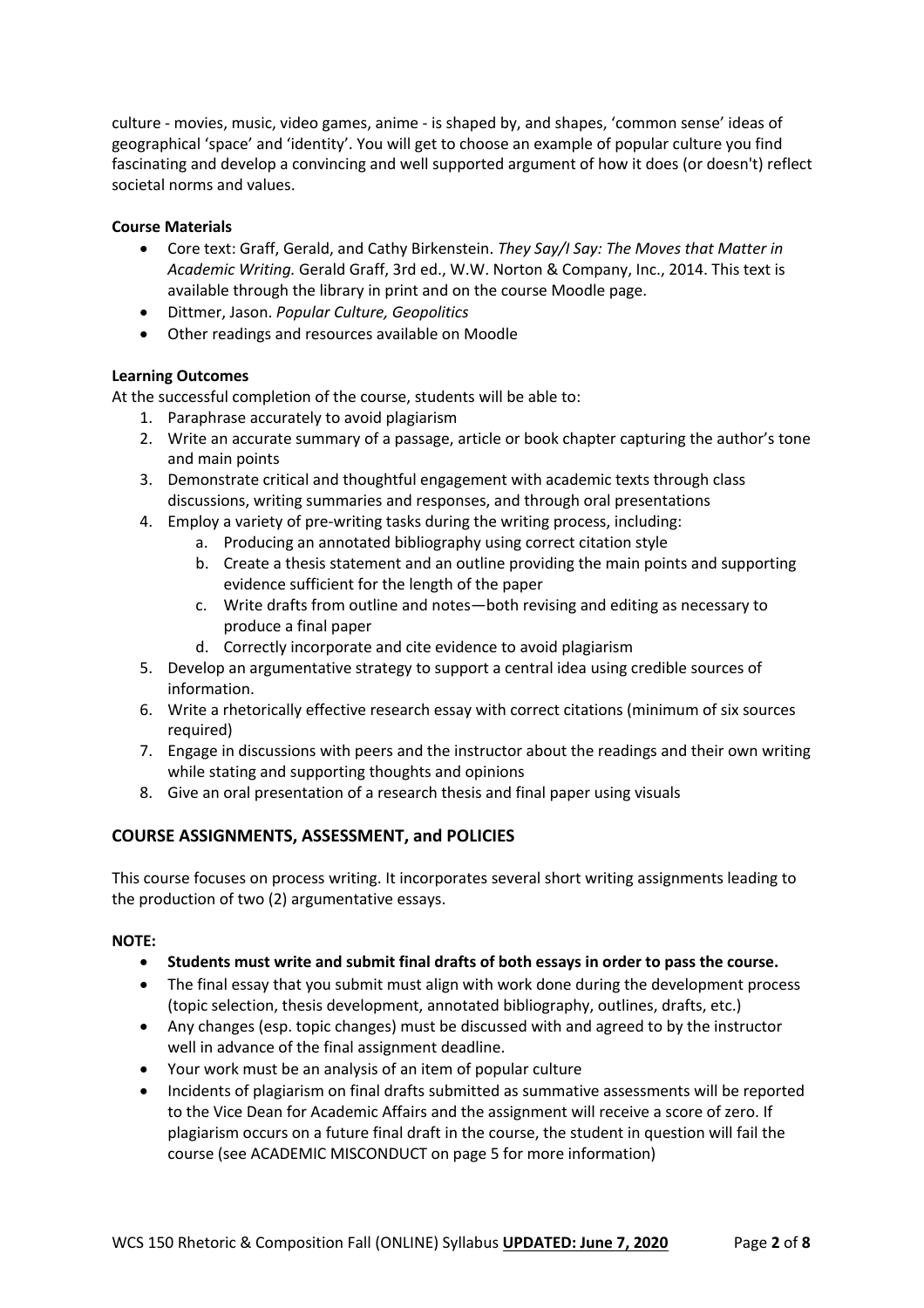culture - movies, music, video games, anime - is shaped by, and shapes, 'common sense' ideas of geographical 'space' and 'identity'. You will get to choose an example of popular culture you find fascinating and develop a convincing and well supported argument of how it does (or doesn't) reflect societal norms and values.

**Course Materials**

- Core text: Graff, Gerald, and Cathy Birkenstein. *They Say/I Say: The Moves that Matter in Academic Writing.* Gerald Graff, 3rd ed., W.W. Norton & Company, Inc., 2014. This text is available through the library in print and on the course Moodle page.
- Dittmer, Jason. *Popular Culture, Geopolitics*
- Other readings and resources available on Moodle

**Learning Outcomes**

At the successful completion of the course, students will be able to:

1. Paraphrase accurately to avoid plagiarism
2. Write an accurate summary of a passage, article or book chapter capturing the author's tone and main points
3. Demonstrate critical and thoughtful engagement with academic texts through class discussions, writing summaries and responses, and through oral presentations
4. Employ a variety of pre-writing tasks during the writing process, including:
    a. Producing an annotated bibliography using correct citation style
    b. Create a thesis statement and an outline providing the main points and supporting evidence sufficient for the length of the paper
    c. Write drafts from outline and notes—both revising and editing as necessary to produce a final paper
    d. Correctly incorporate and cite evidence to avoid plagiarism
5. Develop an argumentative strategy to support a central idea using credible sources of information.
6. Write a rhetorically effective research essay with correct citations (minimum of six sources required)
7. Engage in discussions with peers and the instructor about the readings and their own writing while stating and supporting thoughts and opinions
8. Give an oral presentation of a research thesis and final paper using visuals

## COURSE ASSIGNMENTS, ASSESSMENT, and POLICIES

This course focuses on process writing. It incorporates several short writing assignments leading to the production of two (2) argumentative essays.

**NOTE:**

- **Students must write and submit final drafts of both essays in order to pass the course.**
- The final essay that you submit must align with work done during the development process (topic selection, thesis development, annotated bibliography, outlines, drafts, etc.)
- Any changes (esp. topic changes) must be discussed with and agreed to by the instructor well in advance of the final assignment deadline.
- Your work must be an analysis of an item of popular culture
- Incidents of plagiarism on final drafts submitted as summative assessments will be reported to the Vice Dean for Academic Affairs and the assignment will receive a score of zero. If plagiarism occurs on a future final draft in the course, the student in question will fail the course (see ACADEMIC MISCONDUCT on page 5 for more information)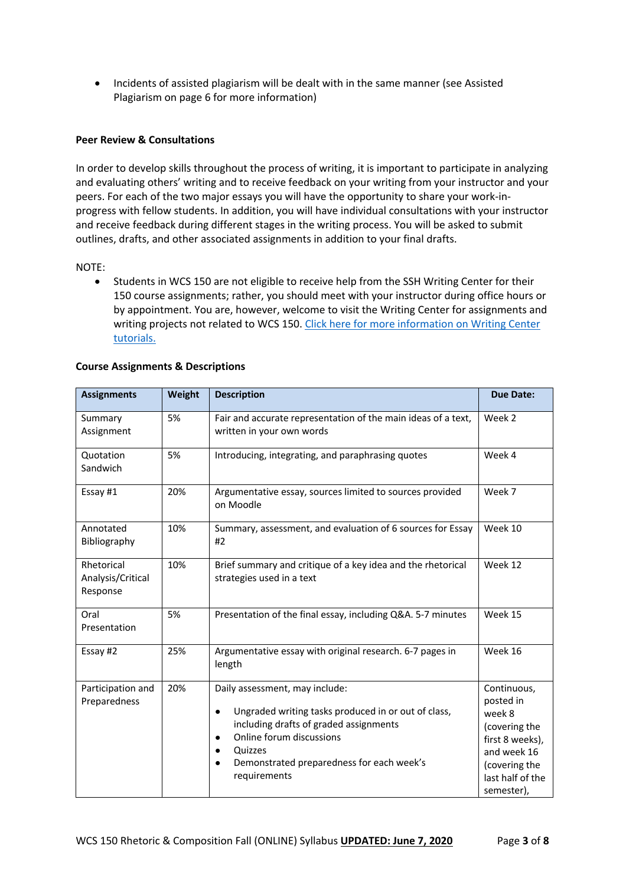- Incidents of assisted plagiarism will be dealt with in the same manner (see Assisted Plagiarism on page 6 for more information)

**Peer Review & Consultations**

In order to develop skills throughout the process of writing, it is important to participate in analyzing and evaluating others' writing and to receive feedback on your writing from your instructor and your peers. For each of the two major essays you will have the opportunity to share your work-in-progress with fellow students. In addition, you will have individual consultations with your instructor and receive feedback during different stages in the writing process. You will be asked to submit outlines, drafts, and other associated assignments in addition to your final drafts.

NOTE:

- Students in WCS 150 are not eligible to receive help from the SSH Writing Center for their 150 course assignments; rather, you should meet with your instructor during office hours or by appointment. You are, however, welcome to visit the Writing Center for assignments and writing projects not related to WCS 150. [Click here for more information on Writing Center tutorials.]

**Course Assignments & Descriptions**

| Assignments | Weight | Description | Due Date: |
|---|---|---|---|
| Summary Assignment | 5% | Fair and accurate representation of the main ideas of a text, written in your own words | Week 2 |
| Quotation Sandwich | 5% | Introducing, integrating, and paraphrasing quotes | Week 4 |
| Essay #1 | 20% | Argumentative essay, sources limited to sources provided on Moodle | Week 7 |
| Annotated Bibliography | 10% | Summary, assessment, and evaluation of 6 sources for Essay #2 | Week 10 |
| Rhetorical Analysis/Critical Response | 10% | Brief summary and critique of a key idea and the rhetorical strategies used in a text | Week 12 |
| Oral Presentation | 5% | Presentation of the final essay, including Q&A. 5-7 minutes | Week 15 |
| Essay #2 | 25% | Argumentative essay with original research. 6-7 pages in length | Week 16 |
| Participation and Preparedness | 20% | Daily assessment, may include: <br>• Ungraded writing tasks produced in or out of class, including drafts of graded assignments <br>• Online forum discussions <br>• Quizzes <br>• Demonstrated preparedness for each week's requirements | Continuous, posted in week 8 (covering the first 8 weeks), and week 16 (covering the last half of the semester), |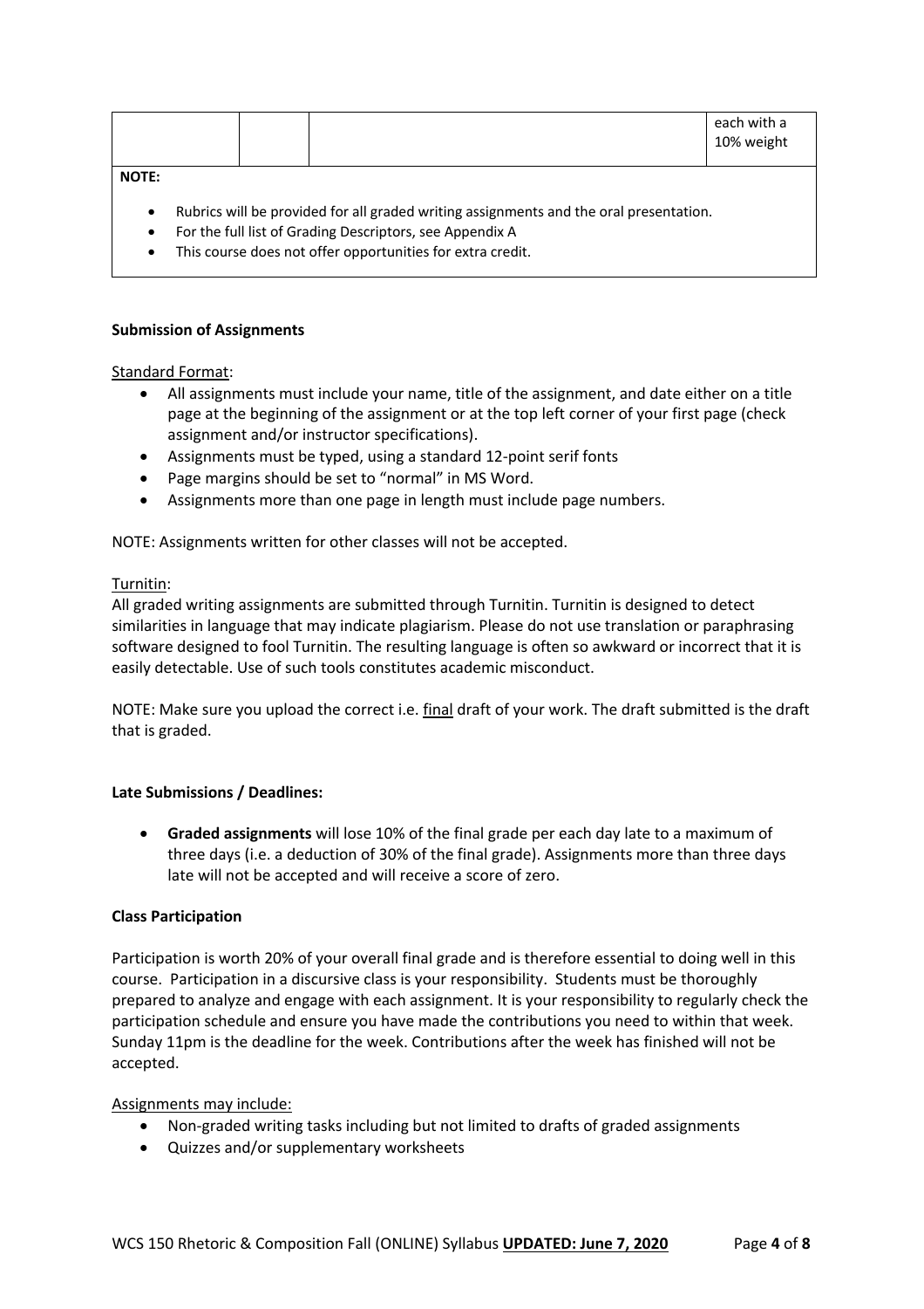| | | | each with a 10% weight |
|---|---|---|---|

**NOTE:**

- Rubrics will be provided for all graded writing assignments and the oral presentation.
- For the full list of Grading Descriptors, see Appendix A
- This course does not offer opportunities for extra credit.

**Submission of Assignments**

Standard Format:

- All assignments must include your name, title of the assignment, and date either on a title page at the beginning of the assignment or at the top left corner of your first page (check assignment and/or instructor specifications).
- Assignments must be typed, using a standard 12-point serif fonts
- Page margins should be set to "normal" in MS Word.
- Assignments more than one page in length must include page numbers.

NOTE: Assignments written for other classes will not be accepted.

Turnitin:

All graded writing assignments are submitted through Turnitin. Turnitin is designed to detect similarities in language that may indicate plagiarism. Please do not use translation or paraphrasing software designed to fool Turnitin. The resulting language is often so awkward or incorrect that it is easily detectable. Use of such tools constitutes academic misconduct.

NOTE: Make sure you upload the correct i.e. final draft of your work. The draft submitted is the draft that is graded.

**Late Submissions / Deadlines:**

- **Graded assignments** will lose 10% of the final grade per each day late to a maximum of three days (i.e. a deduction of 30% of the final grade). Assignments more than three days late will not be accepted and will receive a score of zero.

**Class Participation**

Participation is worth 20% of your overall final grade and is therefore essential to doing well in this course. Participation in a discursive class is your responsibility. Students must be thoroughly prepared to analyze and engage with each assignment. It is your responsibility to regularly check the participation schedule and ensure you have made the contributions you need to within that week. Sunday 11pm is the deadline for the week. Contributions after the week has finished will not be accepted.

Assignments may include:

- Non-graded writing tasks including but not limited to drafts of graded assignments
- Quizzes and/or supplementary worksheets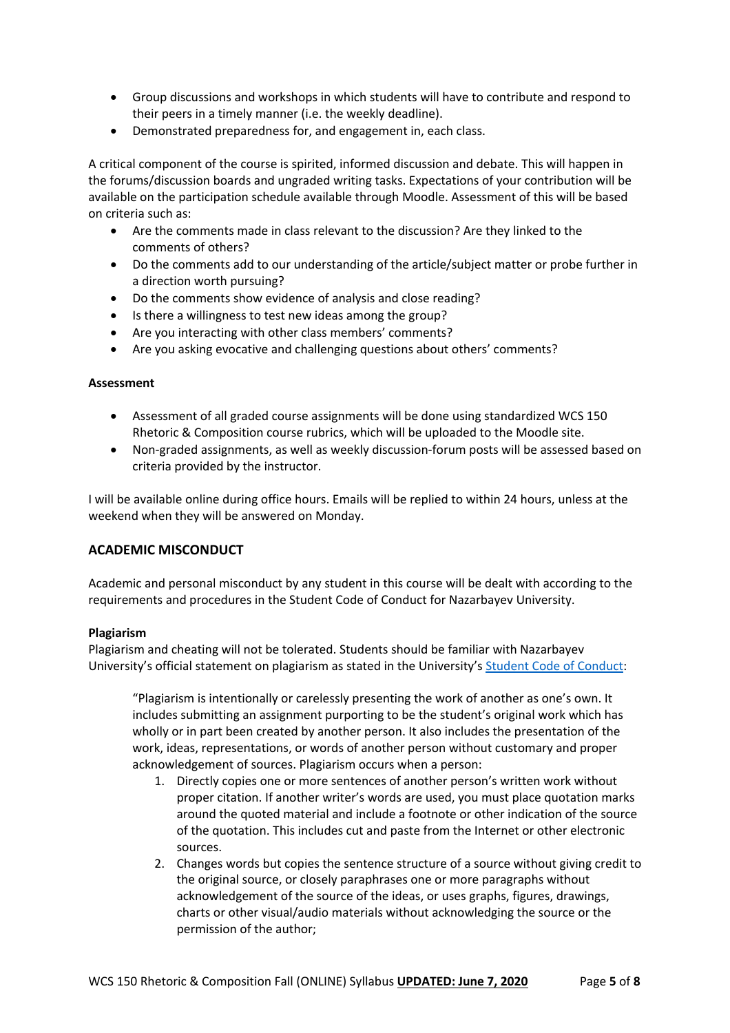- Group discussions and workshops in which students will have to contribute and respond to their peers in a timely manner (i.e. the weekly deadline).
- Demonstrated preparedness for, and engagement in, each class.

A critical component of the course is spirited, informed discussion and debate. This will happen in the forums/discussion boards and ungraded writing tasks. Expectations of your contribution will be available on the participation schedule available through Moodle. Assessment of this will be based on criteria such as:

- Are the comments made in class relevant to the discussion? Are they linked to the comments of others?
- Do the comments add to our understanding of the article/subject matter or probe further in a direction worth pursuing?
- Do the comments show evidence of analysis and close reading?
- Is there a willingness to test new ideas among the group?
- Are you interacting with other class members' comments?
- Are you asking evocative and challenging questions about others' comments?

**Assessment**

- Assessment of all graded course assignments will be done using standardized WCS 150 Rhetoric & Composition course rubrics, which will be uploaded to the Moodle site.
- Non-graded assignments, as well as weekly discussion-forum posts will be assessed based on criteria provided by the instructor.

I will be available online during office hours. Emails will be replied to within 24 hours, unless at the weekend when they will be answered on Monday.

## ACADEMIC MISCONDUCT

Academic and personal misconduct by any student in this course will be dealt with according to the requirements and procedures in the Student Code of Conduct for Nazarbayev University.

**Plagiarism**

Plagiarism and cheating will not be tolerated. Students should be familiar with Nazarbayev University's official statement on plagiarism as stated in the University's Student Code of Conduct:

> "Plagiarism is intentionally or carelessly presenting the work of another as one's own. It includes submitting an assignment purporting to be the student's original work which has wholly or in part been created by another person. It also includes the presentation of the work, ideas, representations, or words of another person without customary and proper acknowledgement of sources. Plagiarism occurs when a person:
>
> 1. Directly copies one or more sentences of another person's written work without proper citation. If another writer's words are used, you must place quotation marks around the quoted material and include a footnote or other indication of the source of the quotation. This includes cut and paste from the Internet or other electronic sources.
> 2. Changes words but copies the sentence structure of a source without giving credit to the original source, or closely paraphrases one or more paragraphs without acknowledgement of the source of the ideas, or uses graphs, figures, drawings, charts or other visual/audio materials without acknowledging the source or the permission of the author;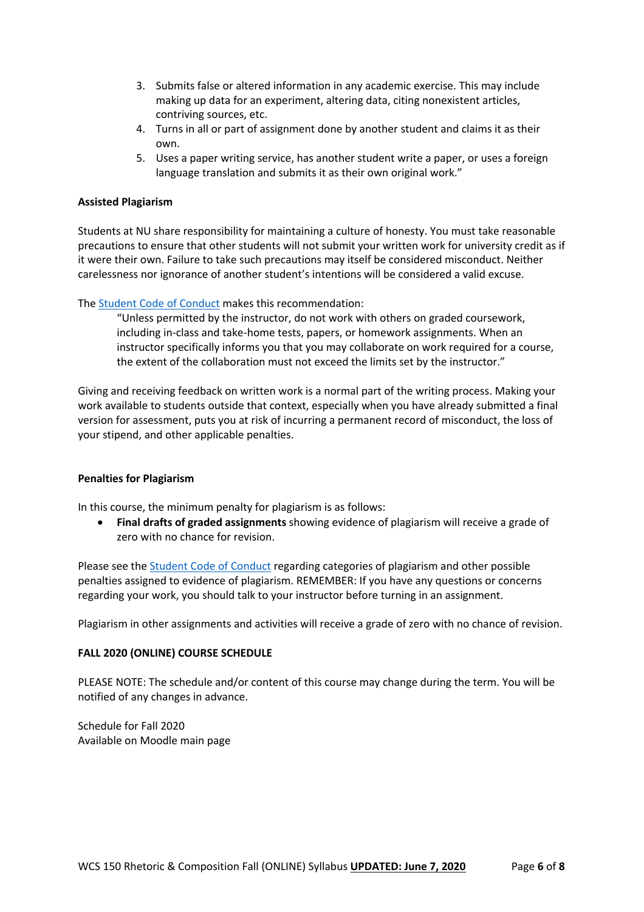3. Submits false or altered information in any academic exercise. This may include making up data for an experiment, altering data, citing nonexistent articles, contriving sources, etc.
4. Turns in all or part of assignment done by another student and claims it as their own.
5. Uses a paper writing service, has another student write a paper, or uses a foreign language translation and submits it as their own original work."

**Assisted Plagiarism**

Students at NU share responsibility for maintaining a culture of honesty. You must take reasonable precautions to ensure that other students will not submit your written work for university credit as if it were their own. Failure to take such precautions may itself be considered misconduct. Neither carelessness nor ignorance of another student's intentions will be considered a valid excuse.

The Student Code of Conduct makes this recommendation:

> "Unless permitted by the instructor, do not work with others on graded coursework, including in-class and take-home tests, papers, or homework assignments. When an instructor specifically informs you that you may collaborate on work required for a course, the extent of the collaboration must not exceed the limits set by the instructor."

Giving and receiving feedback on written work is a normal part of the writing process. Making your work available to students outside that context, especially when you have already submitted a final version for assessment, puts you at risk of incurring a permanent record of misconduct, the loss of your stipend, and other applicable penalties.

**Penalties for Plagiarism**

In this course, the minimum penalty for plagiarism is as follows:

- **Final drafts of graded assignments** showing evidence of plagiarism will receive a grade of zero with no chance for revision.

Please see the Student Code of Conduct regarding categories of plagiarism and other possible penalties assigned to evidence of plagiarism. REMEMBER: If you have any questions or concerns regarding your work, you should talk to your instructor before turning in an assignment.

Plagiarism in other assignments and activities will receive a grade of zero with no chance of revision.

**FALL 2020 (ONLINE) COURSE SCHEDULE**

PLEASE NOTE: The schedule and/or content of this course may change during the term. You will be notified of any changes in advance.

Schedule for Fall 2020
Available on Moodle main page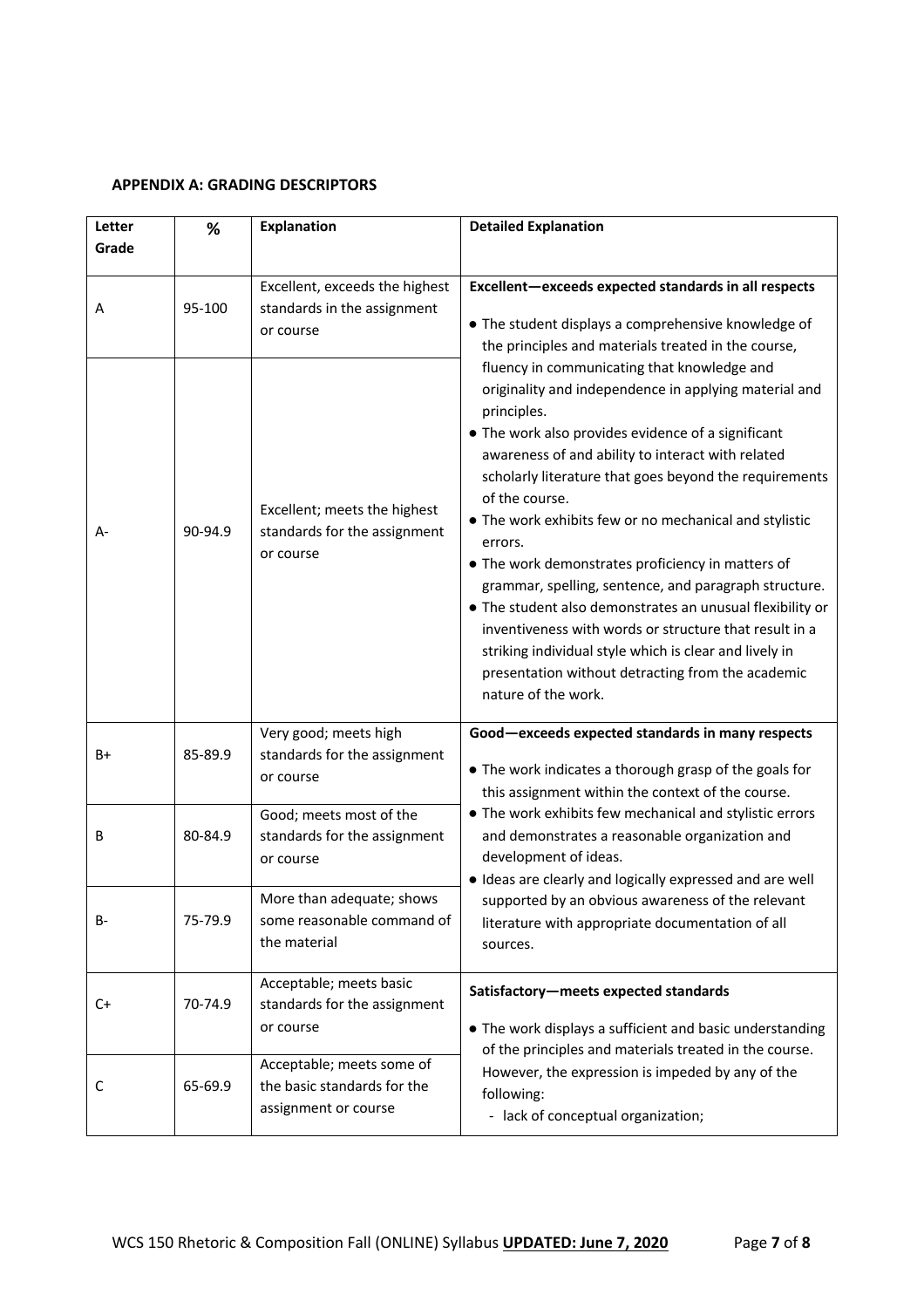**APPENDIX A: GRADING DESCRIPTORS**

| Letter Grade | % | Explanation | Detailed Explanation |
|---|---|---|---|
| A | 95-100 | Excellent, exceeds the highest standards in the assignment or course | **Excellent—exceeds expected standards in all respects**<br>● The student displays a comprehensive knowledge of the principles and materials treated in the course, fluency in communicating that knowledge and originality and independence in applying material and principles.<br>● The work also provides evidence of a significant awareness of and ability to interact with related scholarly literature that goes beyond the requirements of the course.<br>● The work exhibits few or no mechanical and stylistic errors.<br>● The work demonstrates proficiency in matters of grammar, spelling, sentence, and paragraph structure.<br>● The student also demonstrates an unusual flexibility or inventiveness with words or structure that result in a striking individual style which is clear and lively in presentation without detracting from the academic nature of the work. |
| A- | 90-94.9 | Excellent; meets the highest standards for the assignment or course | |
| B+ | 85-89.9 | Very good; meets high standards for the assignment or course | **Good—exceeds expected standards in many respects**<br>● The work indicates a thorough grasp of the goals for this assignment within the context of the course.<br>● The work exhibits few mechanical and stylistic errors and demonstrates a reasonable organization and development of ideas.<br>● Ideas are clearly and logically expressed and are well supported by an obvious awareness of the relevant literature with appropriate documentation of all sources. |
| B | 80-84.9 | Good; meets most of the standards for the assignment or course | |
| B- | 75-79.9 | More than adequate; shows some reasonable command of the material | |
| C+ | 70-74.9 | Acceptable; meets basic standards for the assignment or course | **Satisfactory—meets expected standards**<br>● The work displays a sufficient and basic understanding of the principles and materials treated in the course. However, the expression is impeded by any of the following:<br>- lack of conceptual organization; |
| C | 65-69.9 | Acceptable; meets some of the basic standards for the assignment or course | |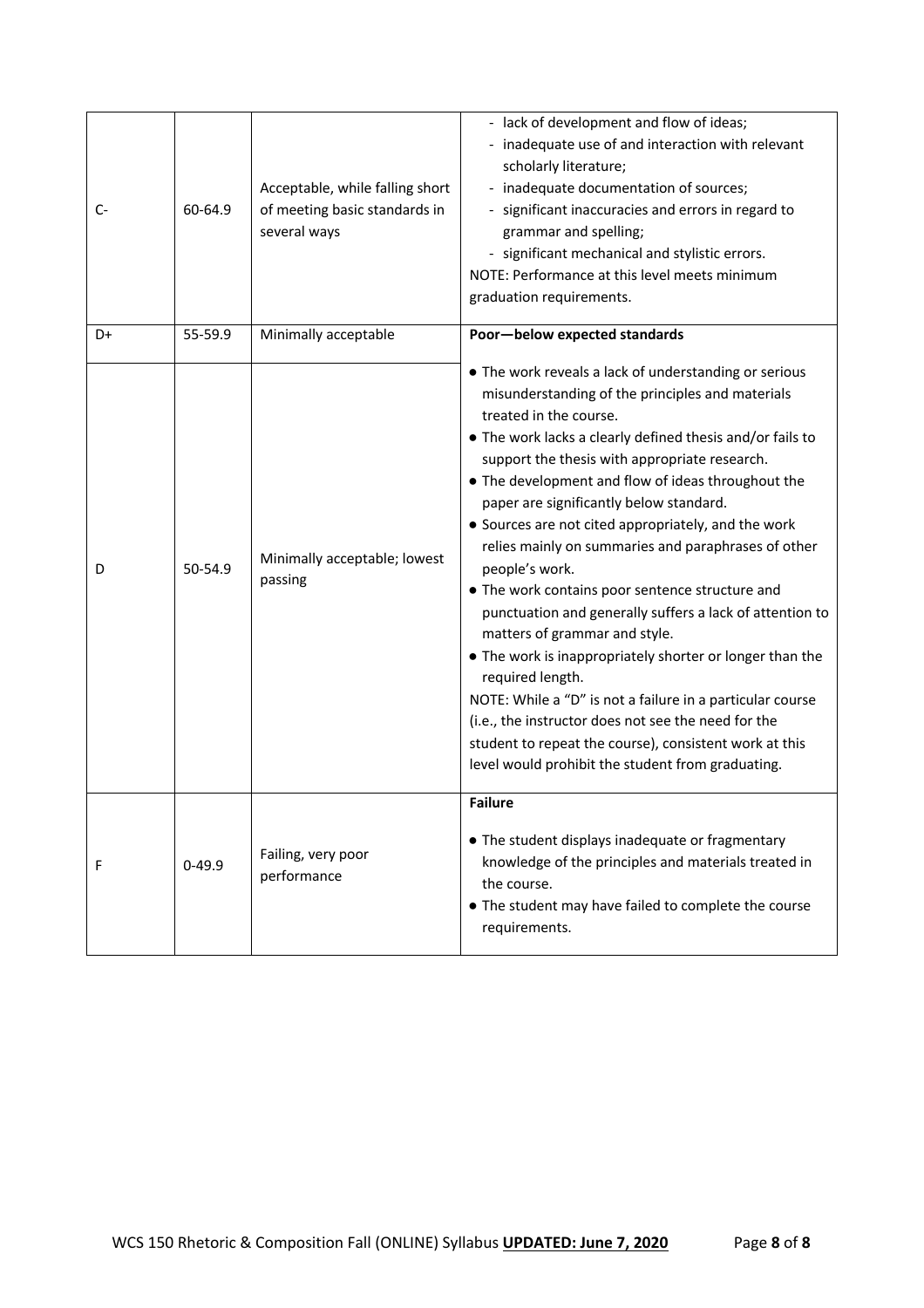| | | | |
|---|---|---|---|
| C- | 60-64.9 | Acceptable, while falling short of meeting basic standards in several ways | - lack of development and flow of ideas;<br>- inadequate use of and interaction with relevant scholarly literature;<br>- inadequate documentation of sources;<br>- significant inaccuracies and errors in regard to grammar and spelling;<br>- significant mechanical and stylistic errors.<br>NOTE: Performance at this level meets minimum graduation requirements. |
| D+ | 55-59.9 | Minimally acceptable | **Poor—below expected standards**<br>● The work reveals a lack of understanding or serious misunderstanding of the principles and materials treated in the course.<br>● The work lacks a clearly defined thesis and/or fails to support the thesis with appropriate research.<br>● The development and flow of ideas throughout the paper are significantly below standard.<br>● Sources are not cited appropriately, and the work relies mainly on summaries and paraphrases of other people's work.<br>● The work contains poor sentence structure and punctuation and generally suffers a lack of attention to matters of grammar and style.<br>● The work is inappropriately shorter or longer than the required length.<br>NOTE: While a "D" is not a failure in a particular course (i.e., the instructor does not see the need for the student to repeat the course), consistent work at this level would prohibit the student from graduating. |
| D | 50-54.9 | Minimally acceptable; lowest passing | |
| F | 0-49.9 | Failing, very poor performance | **Failure**<br>● The student displays inadequate or fragmentary knowledge of the principles and materials treated in the course.<br>● The student may have failed to complete the course requirements. |